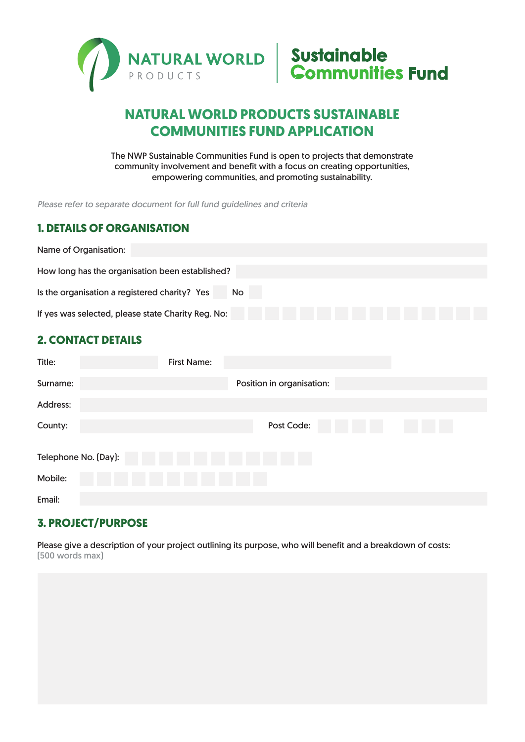NATURAL WORLD PRODUCTS | Sustainable Communities Fund

# NATURAL WORLD PRODUCTS SUSTAINABLE COMMUNITIES FUND APPLICATION

The NWP Sustainable Communities Fund is open to projects that demonstrate community involvement and benefit with a focus on creating opportunities, empowering communities, and promoting sustainability.

*Please refer to separate document for full fund guidelines and criteria*

## 1. DETAILS OF ORGANISATION

Name of Organisation:

How long has the organisation been established?

Is the organisation a registered charity? Yes ☐ No ☐

If yes was selected, please state Charity Reg. No:

## 2. CONTACT DETAILS

Title:

First Name:

Surname:

Position in organisation:

Address:

County:

Post Code:

Telephone No. (Day):

Mobile:

Email:

## 3. PROJECT/PURPOSE

Please give a description of your project outlining its purpose, who will benefit and a breakdown of costs:
(500 words max)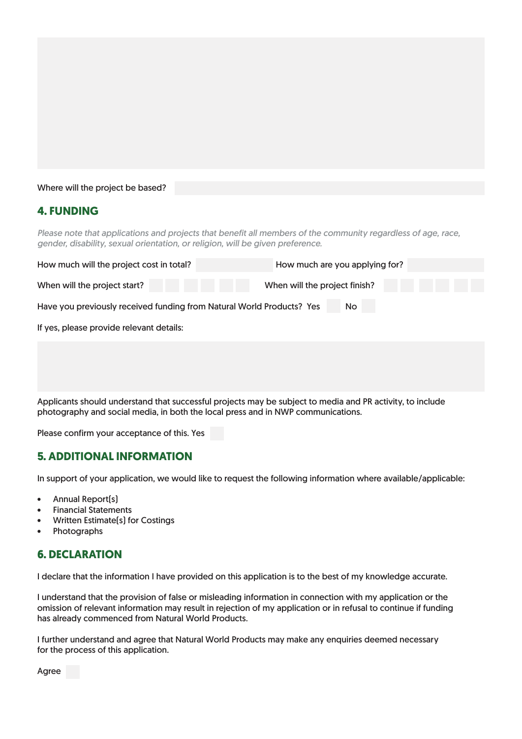Where will the project be based?

## 4. FUNDING

*Please note that applications and projects that benefit all members of the community regardless of age, race, gender, disability, sexual orientation, or religion, will be given preference.*

How much will the project cost in total? How much are you applying for?

When will the project start? When will the project finish?

Have you previously received funding from Natural World Products? Yes No

If yes, please provide relevant details:

Applicants should understand that successful projects may be subject to media and PR activity, to include photography and social media, in both the local press and in NWP communications.

Please confirm your acceptance of this. Yes

## 5. ADDITIONAL INFORMATION

In support of your application, we would like to request the following information where available/applicable:

- Annual Report(s)
- Financial Statements
- Written Estimate(s) for Costings
- Photographs

## 6. DECLARATION

I declare that the information I have provided on this application is to the best of my knowledge accurate.

I understand that the provision of false or misleading information in connection with my application or the omission of relevant information may result in rejection of my application or in refusal to continue if funding has already commenced from Natural World Products.

I further understand and agree that Natural World Products may make any enquiries deemed necessary for the process of this application.

Agree